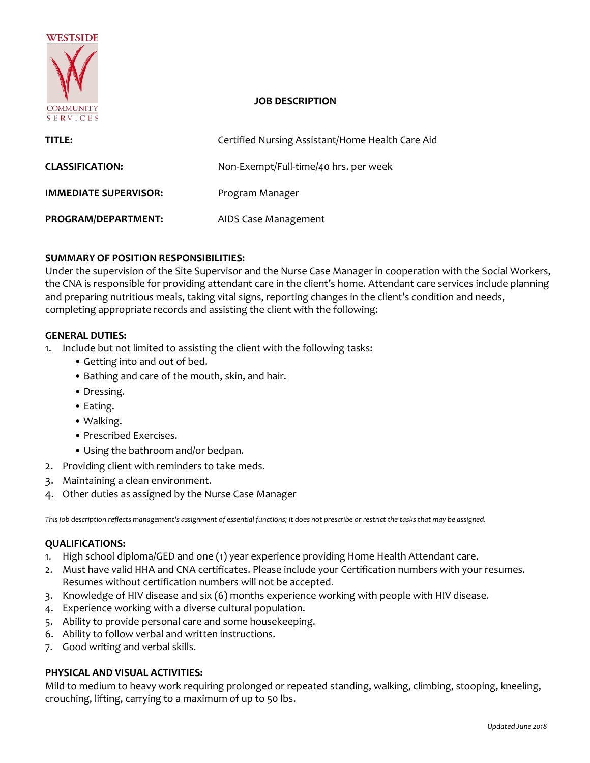WESTSIDE COMMUNITY SERVICES

# JOB DESCRIPTION

| | |
|---|---|
| **TITLE:** | Certified Nursing Assistant/Home Health Care Aid |
| **CLASSIFICATION:** | Non-Exempt/Full-time/40 hrs. per week |
| **IMMEDIATE SUPERVISOR:** | Program Manager |
| **PROGRAM/DEPARTMENT:** | AIDS Case Management |

**SUMMARY OF POSITION RESPONSIBILITIES:**
Under the supervision of the Site Supervisor and the Nurse Case Manager in cooperation with the Social Workers, the CNA is responsible for providing attendant care in the client's home. Attendant care services include planning and preparing nutritious meals, taking vital signs, reporting changes in the client's condition and needs, completing appropriate records and assisting the client with the following:

**GENERAL DUTIES:**

1. Include but not limited to assisting the client with the following tasks:
   - Getting into and out of bed.
   - Bathing and care of the mouth, skin, and hair.
   - Dressing.
   - Eating.
   - Walking.
   - Prescribed Exercises.
   - Using the bathroom and/or bedpan.
2. Providing client with reminders to take meds.
3. Maintaining a clean environment.
4. Other duties as assigned by the Nurse Case Manager

*This job description reflects management's assignment of essential functions; it does not prescribe or restrict the tasks that may be assigned.*

**QUALIFICATIONS:**

1. High school diploma/GED and one (1) year experience providing Home Health Attendant care.
2. Must have valid HHA and CNA certificates. Please include your Certification numbers with your resumes. Resumes without certification numbers will not be accepted.
3. Knowledge of HIV disease and six (6) months experience working with people with HIV disease.
4. Experience working with a diverse cultural population.
5. Ability to provide personal care and some housekeeping.
6. Ability to follow verbal and written instructions.
7. Good writing and verbal skills.

**PHYSICAL AND VISUAL ACTIVITIES:**
Mild to medium to heavy work requiring prolonged or repeated standing, walking, climbing, stooping, kneeling, crouching, lifting, carrying to a maximum of up to 50 lbs.

*Updated June 2018*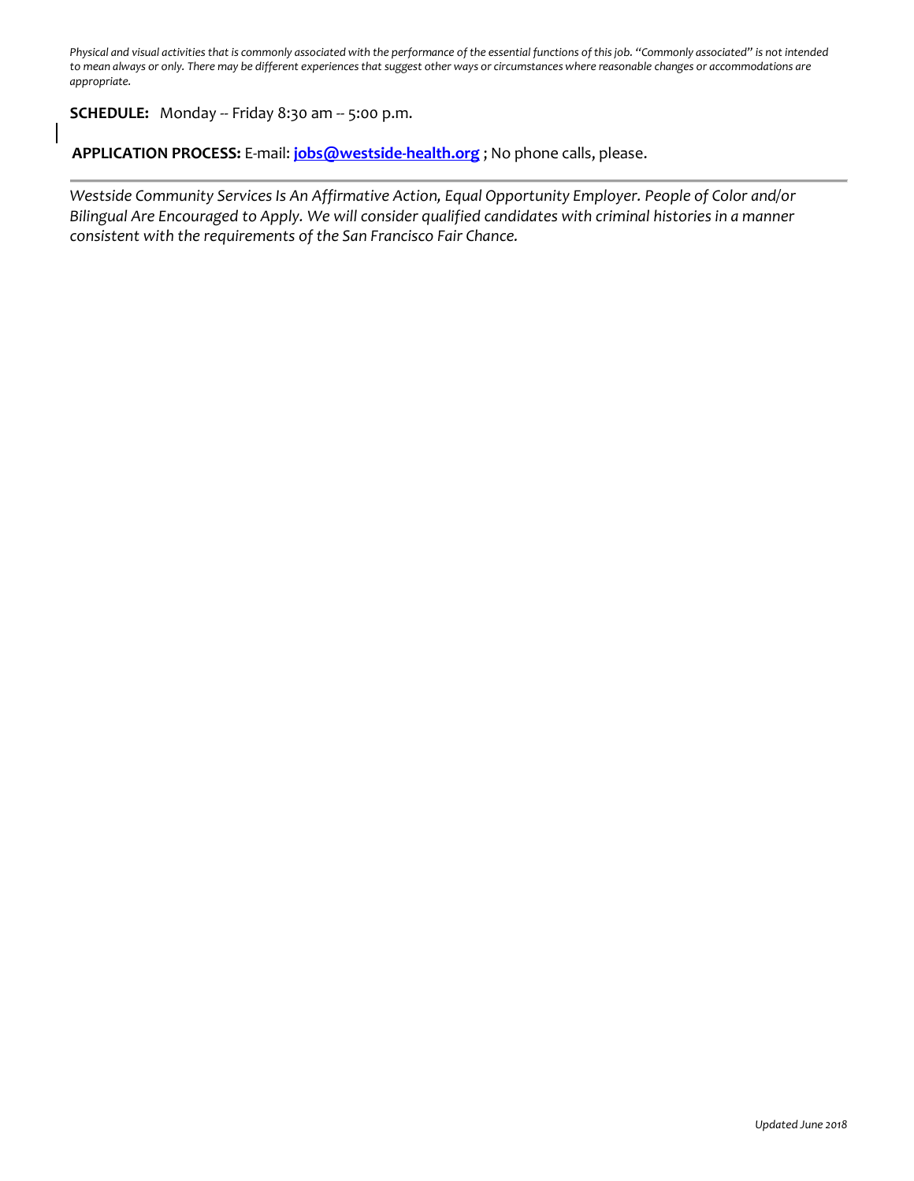*Physical and visual activities that is commonly associated with the performance of the essential functions of this job. "Commonly associated" is not intended to mean always or only. There may be different experiences that suggest other ways or circumstances where reasonable changes or accommodations are appropriate.*

**SCHEDULE:** Monday -- Friday 8:30 am -- 5:00 p.m.

**APPLICATION PROCESS:** E-mail: **jobs@westside-health.org** ; No phone calls, please.

---

*Westside Community Services Is An Affirmative Action, Equal Opportunity Employer. People of Color and/or Bilingual Are Encouraged to Apply. We will consider qualified candidates with criminal histories in a manner consistent with the requirements of the San Francisco Fair Chance.*

*Updated June 2018*